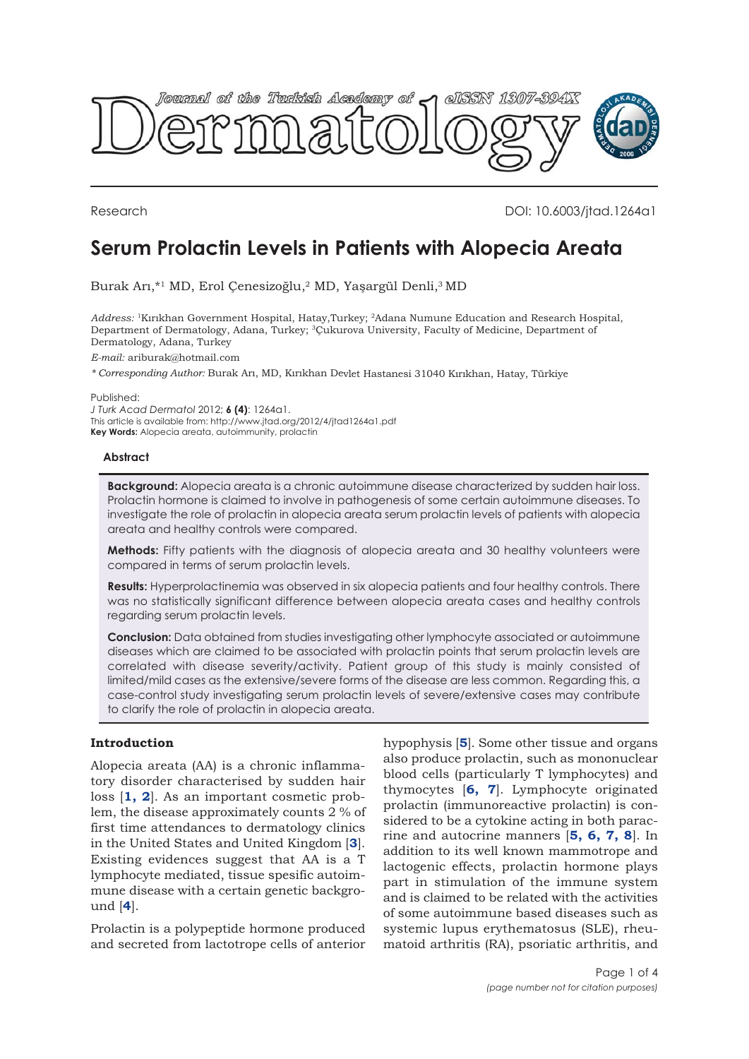Research

DOI: 10.6003/jtad.1264a1

# Serum Prolactin Levels in Patients with Alopecia Areata

Burak Arı,*[1] MD, Erol Çenesizoğlu,[2] MD, Yaşargül Denli,[3] MD

*Address:* [1]Kırıkhan Government Hospital, Hatay,Turkey; [2]Adana Numune Education and Research Hospital, Department of Dermatology, Adana, Turkey; [3]Çukurova University, Faculty of Medicine, Department of Dermatology, Adana, Turkey

*E-mail:* ariburak@hotmail.com

*\* Corresponding Author:* Burak Arı, MD, Kırıkhan Devlet Hastanesi 31040 Kırıkhan, Hatay, Türkiye

Published:
*J Turk Acad Dermatol* 2012; **6 (4)**: 1264a1.
This article is available from: http://www.jtad.org/2012/4/jtad1264a1.pdf
**Key Words:** Alopecia areata, autoimmunity, prolactin

### Abstract

**Background:** Alopecia areata is a chronic autoimmune disease characterized by sudden hair loss. Prolactin hormone is claimed to involve in pathogenesis of some certain autoimmune diseases. To investigate the role of prolactin in alopecia areata serum prolactin levels of patients with alopecia areata and healthy controls were compared.

**Methods:** Fifty patients with the diagnosis of alopecia areata and 30 healthy volunteers were compared in terms of serum prolactin levels.

**Results:** Hyperprolactinemia was observed in six alopecia patients and four healthy controls. There was no statistically significant difference between alopecia areata cases and healthy controls regarding serum prolactin levels.

**Conclusion:** Data obtained from studies investigating other lymphocyte associated or autoimmune diseases which are claimed to be associated with prolactin points that serum prolactin levels are correlated with disease severity/activity. Patient group of this study is mainly consisted of limited/mild cases as the extensive/severe forms of the disease are less common. Regarding this, a case-control study investigating serum prolactin levels of severe/extensive cases may contribute to clarify the role of prolactin in alopecia areata.

## Introduction

Alopecia areata (AA) is a chronic inflammatory disorder characterised by sudden hair loss [**1, 2**]. As an important cosmetic problem, the disease approximately counts 2 % of first time attendances to dermatology clinics in the United States and United Kingdom [**3**]. Existing evidences suggest that AA is a T lymphocyte mediated, tissue spesific autoimmune disease with a certain genetic background [**4**].

Prolactin is a polypeptide hormone produced and secreted from lactotrope cells of anterior hypophysis [**5**]. Some other tissue and organs also produce prolactin, such as mononuclear blood cells (particularly T lymphocytes) and thymocytes [**6, 7**]. Lymphocyte originated prolactin (immunoreactive prolactin) is considered to be a cytokine acting in both paracrine and autocrine manners [**5, 6, 7, 8**]. In addition to its well known mammotrope and lactogenic effects, prolactin hormone plays part in stimulation of the immune system and is claimed to be related with the activities of some autoimmune based diseases such as systemic lupus erythematosus (SLE), rheumatoid arthritis (RA), psoriatic arthritis, and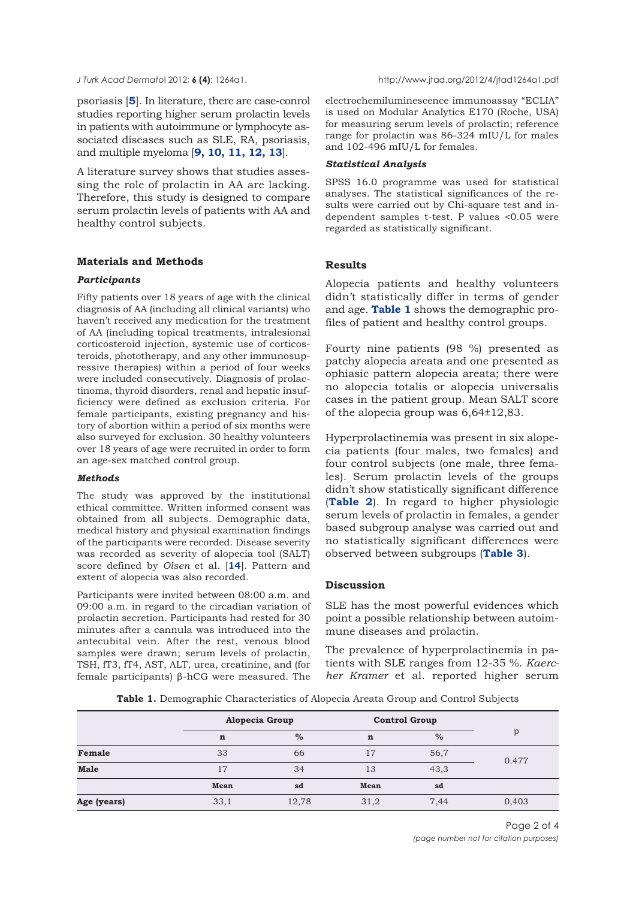psoriasis [5]. In literature, there are case-conrol studies reporting higher serum prolactin levels in patients with autoimmune or lymphocyte associated diseases such as SLE, RA, psoriasis, and multiple myeloma [9, 10, 11, 12, 13].

A literature survey shows that studies assessing the role of prolactin in AA are lacking. Therefore, this study is designed to compare serum prolactin levels of patients with AA and healthy control subjects.

## Materials and Methods

### Participants

Fifty patients over 18 years of age with the clinical diagnosis of AA (including all clinical variants) who haven't received any medication for the treatment of AA (including topical treatments, intralesional corticosteroid injection, systemic use of corticosteroids, phototherapy, and any other immunosuppressive therapies) within a period of four weeks were included consecutively. Diagnosis of prolactinoma, thyroid disorders, renal and hepatic insufficiency were defined as exclusion criteria. For female participants, existing pregnancy and history of abortion within a period of six months were also surveyed for exclusion. 30 healthy volunteers over 18 years of age were recruited in order to form an age-sex matched control group.

### Methods

The study was approved by the institutional ethical committee. Written informed consent was obtained from all subjects. Demographic data, medical history and physical examination findings of the participants were recorded. Disease severity was recorded as severity of alopecia tool (SALT) score defined by *Olsen* et al. [14]. Pattern and extent of alopecia was also recorded.

Participants were invited between 08:00 a.m. and 09:00 a.m. in regard to the circadian variation of prolactin secretion. Participants had rested for 30 minutes after a cannula was introduced into the antecubital vein. After the rest, venous blood samples were drawn; serum levels of prolactin, TSH, fT3, fT4, AST, ALT, urea, creatinine, and (for female participants) β-hCG were measured. The electrochemiluminescence immunoassay "ECLIA" is used on Modular Analytics E170 (Roche, USA) for measuring serum levels of prolactin; reference range for prolactin was 86-324 mIU/L for males and 102-496 mIU/L for females.

### Statistical Analysis

SPSS 16.0 programme was used for statistical analyses. The statistical significances of the results were carried out by Chi-square test and independent samples t-test. P values <0.05 were regarded as statistically significant.

## Results

Alopecia patients and healthy volunteers didn't statistically differ in terms of gender and age. **Table 1** shows the demographic profiles of patient and healthy control groups.

Fourty nine patients (98 %) presented as patchy alopecia areata and one presented as ophiasic pattern alopecia areata; there were no alopecia totalis or alopecia universalis cases in the patient group. Mean SALT score of the alopecia group was 6,64±12,83.

Hyperprolactinemia was present in six alopecia patients (four males, two females) and four control subjects (one male, three females). Serum prolactin levels of the groups didn't show statistically significant difference (**Table 2**). In regard to higher physiologic serum levels of prolactin in females, a gender based subgroup analyse was carried out and no statistically significant differences were observed between subgroups (**Table 3**).

## Discussion

SLE has the most powerful evidences which point a possible relationship between autoimmune diseases and prolactin.

The prevalence of hyperprolactinemia in patients with SLE ranges from 12-35 %. *Kaercher Kramer* et al. reported higher serum

**Table 1.** Demographic Characteristics of Alopecia Areata Group and Control Subjects

| | Alopecia Group | | Control Group | | p |
|---|---|---|---|---|---|
| | **n** | **%** | **n** | **%** | |
| **Female** | 33 | 66 | 17 | 56,7 | 0.477 |
| **Male** | 17 | 34 | 13 | 43,3 | |
| | **Mean** | **sd** | **Mean** | **sd** | |
| **Age (years)** | 33,1 | 12,78 | 31,2 | 7,44 | 0,403 |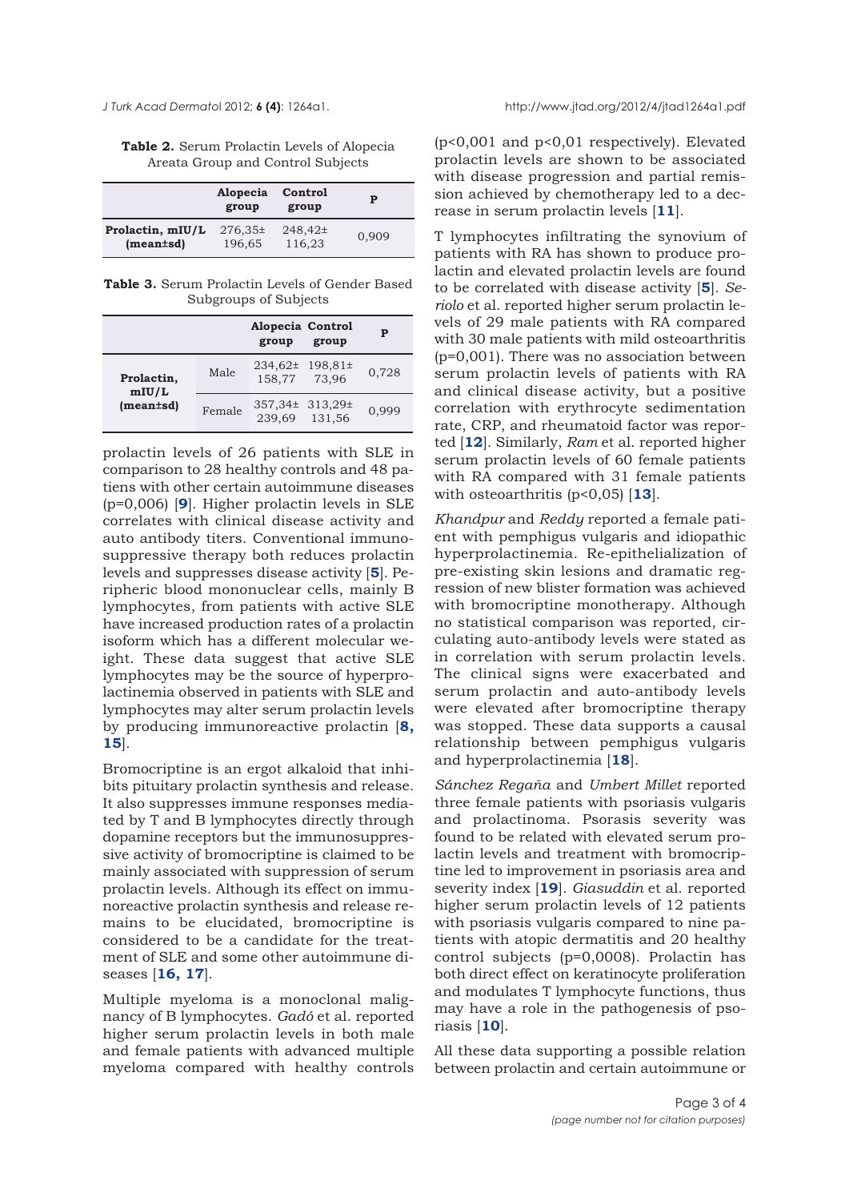**Table 2.** Serum Prolactin Levels of Alopecia Areata Group and Control Subjects

| | Alopecia group | Control group | P |
|---|---|---|---|
| **Prolactin, mIU/L (mean±sd)** | 276,35± 196,65 | 248,42± 116,23 | 0,909 |

**Table 3.** Serum Prolactin Levels of Gender Based Subgroups of Subjects

| | | Alopecia group | Control group | P |
|---|---|---|---|---|
| **Prolactin, mIU/L (mean±sd)** | Male | 234,62± 158,77 | 198,81± 73,96 | 0,728 |
| | Female | 357,34± 239,69 | 313,29± 131,56 | 0,999 |

prolactin levels of 26 patients with SLE in comparison to 28 healthy controls and 48 patiens with other certain autoimmune diseases (p=0,006) [**9**]. Higher prolactin levels in SLE correlates with clinical disease activity and auto antibody titers. Conventional immunosuppressive therapy both reduces prolactin levels and suppresses disease activity [**5**]. Peripheric blood mononuclear cells, mainly B lymphocytes, from patients with active SLE have increased production rates of a prolactin isoform which has a different molecular weight. These data suggest that active SLE lymphocytes may be the source of hyperprolactinemia observed in patients with SLE and lymphocytes may alter serum prolactin levels by producing immunoreactive prolactin [**8, 15**].

Bromocriptine is an ergot alkaloid that inhibits pituitary prolactin synthesis and release. It also suppresses immune responses mediated by T and B lymphocytes directly through dopamine receptors but the immunosuppressive activity of bromocriptine is claimed to be mainly associated with suppression of serum prolactin levels. Although its effect on immunoreactive prolactin synthesis and release remains to be elucidated, bromocriptine is considered to be a candidate for the treatment of SLE and some other autoimmune diseases [**16, 17**].

Multiple myeloma is a monoclonal malignancy of B lymphocytes. *Gadó* et al. reported higher serum prolactin levels in both male and female patients with advanced multiple myeloma compared with healthy controls (p<0,001 and p<0,01 respectively). Elevated prolactin levels are shown to be associated with disease progression and partial remission achieved by chemotherapy led to a decrease in serum prolactin levels [**11**].

T lymphocytes infiltrating the synovium of patients with RA has shown to produce prolactin and elevated prolactin levels are found to be correlated with disease activity [**5**]. *Seriolo* et al. reported higher serum prolactin levels of 29 male patients with RA compared with 30 male patients with mild osteoarthritis (p=0,001). There was no association between serum prolactin levels of patients with RA and clinical disease activity, but a positive correlation with erythrocyte sedimentation rate, CRP, and rheumatoid factor was reported [**12**]. Similarly, *Ram* et al. reported higher serum prolactin levels of 60 female patients with RA compared with 31 female patients with osteoarthritis (p<0,05) [**13**].

*Khandpur* and *Reddy* reported a female patient with pemphigus vulgaris and idiopathic hyperprolactinemia. Re-epithelialization of pre-existing skin lesions and dramatic regression of new blister formation was achieved with bromocriptine monotherapy. Although no statistical comparison was reported, circulating auto-antibody levels were stated as in correlation with serum prolactin levels. The clinical signs were exacerbated and serum prolactin and auto-antibody levels were elevated after bromocriptine therapy was stopped. These data supports a causal relationship between pemphigus vulgaris and hyperprolactinemia [**18**].

*Sánchez Regaña* and *Umbert Millet* reported three female patients with psoriasis vulgaris and prolactinoma. Psorasis severity was found to be related with elevated serum prolactin levels and treatment with bromocriptine led to improvement in psoriasis area and severity index [**19**]. *Giasuddin* et al. reported higher serum prolactin levels of 12 patients with psoriasis vulgaris compared to nine patients with atopic dermatitis and 20 healthy control subjects (p=0,0008). Prolactin has both direct effect on keratinocyte proliferation and modulates T lymphocyte functions, thus may have a role in the pathogenesis of psoriasis [**10**].

All these data supporting a possible relation between prolactin and certain autoimmune or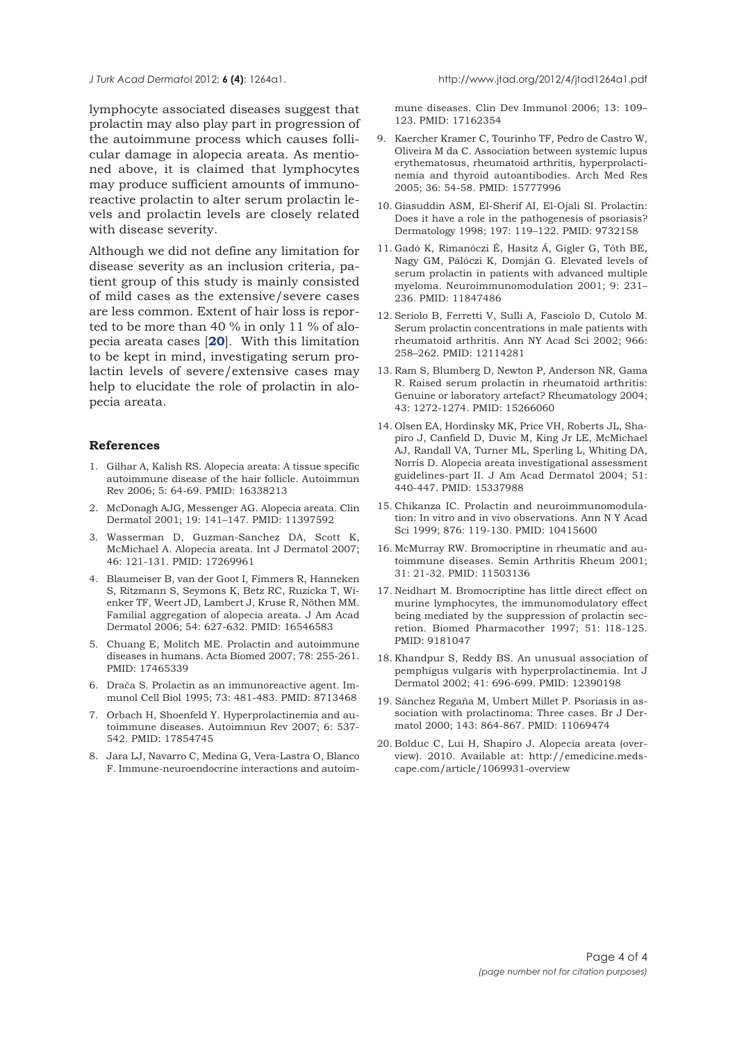lymphocyte associated diseases suggest that prolactin may also play part in progression of the autoimmune process which causes follicular damage in alopecia areata. As mentioned above, it is claimed that lymphocytes may produce sufficient amounts of immunoreactive prolactin to alter serum prolactin levels and prolactin levels are closely related with disease severity.

Although we did not define any limitation for disease severity as an inclusion criteria, patient group of this study is mainly consisted of mild cases as the extensive/severe cases are less common. Extent of hair loss is reported to be more than 40 % in only 11 % of alopecia areata cases [**20**]. With this limitation to be kept in mind, investigating serum prolactin levels of severe/extensive cases may help to elucidate the role of prolactin in alopecia areata.

## References

1. Gilhar A, Kalish RS. Alopecia areata: A tissue specific autoimmune disease of the hair follicle. Autoimmun Rev 2006; 5: 64-69. PMID: 16338213
2. McDonagh AJG, Messenger AG. Alopecia areata. Clin Dermatol 2001; 19: 141–147. PMID: 11397592
3. Wasserman D, Guzman-Sanchez DA, Scott K, McMichael A. Alopecia areata. Int J Dermatol 2007; 46: 121-131. PMID: 17269961
4. Blaumeiser B, van der Goot I, Fimmers R, Hanneken S, Ritzmann S, Seymons K, Betz RC, Ruzicka T, Wienker TF, Weert JD, Lambert J, Kruse R, Nöthen MM. Familial aggregation of alopecia areata. J Am Acad Dermatol 2006; 54: 627-632. PMID: 16546583
5. Chuang E, Molitch ME. Prolactin and autoimmune diseases in humans. Acta Biomed 2007; 78: 255-261. PMID: 17465339
6. Drača S. Prolactin as an immunoreactive agent. Immunol Cell Biol 1995; 73: 481-483. PMID: 8713468
7. Orbach H, Shoenfeld Y. Hyperprolactinemia and autoimmune diseases. Autoimmun Rev 2007; 6: 537-542. PMID: 17854745
8. Jara LJ, Navarro C, Medina G, Vera-Lastra O, Blanco F. Immune-neuroendocrine interactions and autoimmune diseases. Clin Dev Immunol 2006; 13: 109–123. PMID: 17162354
9. Kaercher Kramer C, Tourinho TF, Pedro de Castro W, Oliveira M da C. Association between systemic lupus erythematosus, rheumatoid arthritis, hyperprolactinemia and thyroid autoantibodies. Arch Med Res 2005; 36: 54-58. PMID: 15777996
10. Giasuddin ASM, El-Sherif AI, El-Ojali SI. Prolactin: Does it have a role in the pathogenesis of psoriasis? Dermatology 1998; 197: 119–122. PMID: 9732158
11. Gadó K, Rimanóczi É, Hasitz Á, Gigler G, Tóth BE, Nagy GM, Pálóczi K, Domján G. Elevated levels of serum prolactin in patients with advanced multiple myeloma. Neuroimmunomodulation 2001; 9: 231–236. PMID: 11847486
12. Seriolo B, Ferretti V, Sulli A, Fasciolo D, Cutolo M. Serum prolactin concentrations in male patients with rheumatoid arthritis. Ann NY Acad Sci 2002; 966: 258–262. PMID: 12114281
13. Ram S, Blumberg D, Newton P, Anderson NR, Gama R. Raised serum prolactin in rheumatoid arthritis: Genuine or laboratory artefact? Rheumatology 2004; 43: 1272-1274. PMID: 15266060
14. Olsen EA, Hordinsky MK, Price VH, Roberts JL, Shapiro J, Canfield D, Duvic M, King Jr LE, McMichael AJ, Randall VA, Turner ML, Sperling L, Whiting DA, Norris D. Alopecia areata investigational assessment guidelines-part II. J Am Acad Dermatol 2004; 51: 440-447. PMID: 15337988
15. Chikanza IC. Prolactin and neuroimmunomodulation: In vitro and in vivo observations. Ann N Y Acad Sci 1999; 876: 119-130. PMID: 10415600
16. McMurray RW. Bromocriptine in rheumatic and autoimmune diseases. Semin Arthritis Rheum 2001; 31: 21-32. PMID: 11503136
17. Neidhart M. Bromocriptine has little direct effect on murine lymphocytes, the immunomodulatory effect being mediated by the suppression of prolactin secretion. Biomed Pharmacother 1997; 51: 118-125. PMID: 9181047
18. Khandpur S, Reddy BS. An unusual association of pemphigus vulgaris with hyperprolactinemia. Int J Dermatol 2002; 41: 696-699. PMID: 12390198
19. Sánchez Regaña M, Umbert Millet P. Psoriasis in association with prolactinoma: Three cases. Br J Dermatol 2000; 143: 864-867. PMID: 11069474
20. Bolduc C, Lui H, Shapiro J. Alopecia areata (overview). 2010. Available at: http://emedicine.medscape.com/article/1069931-overview